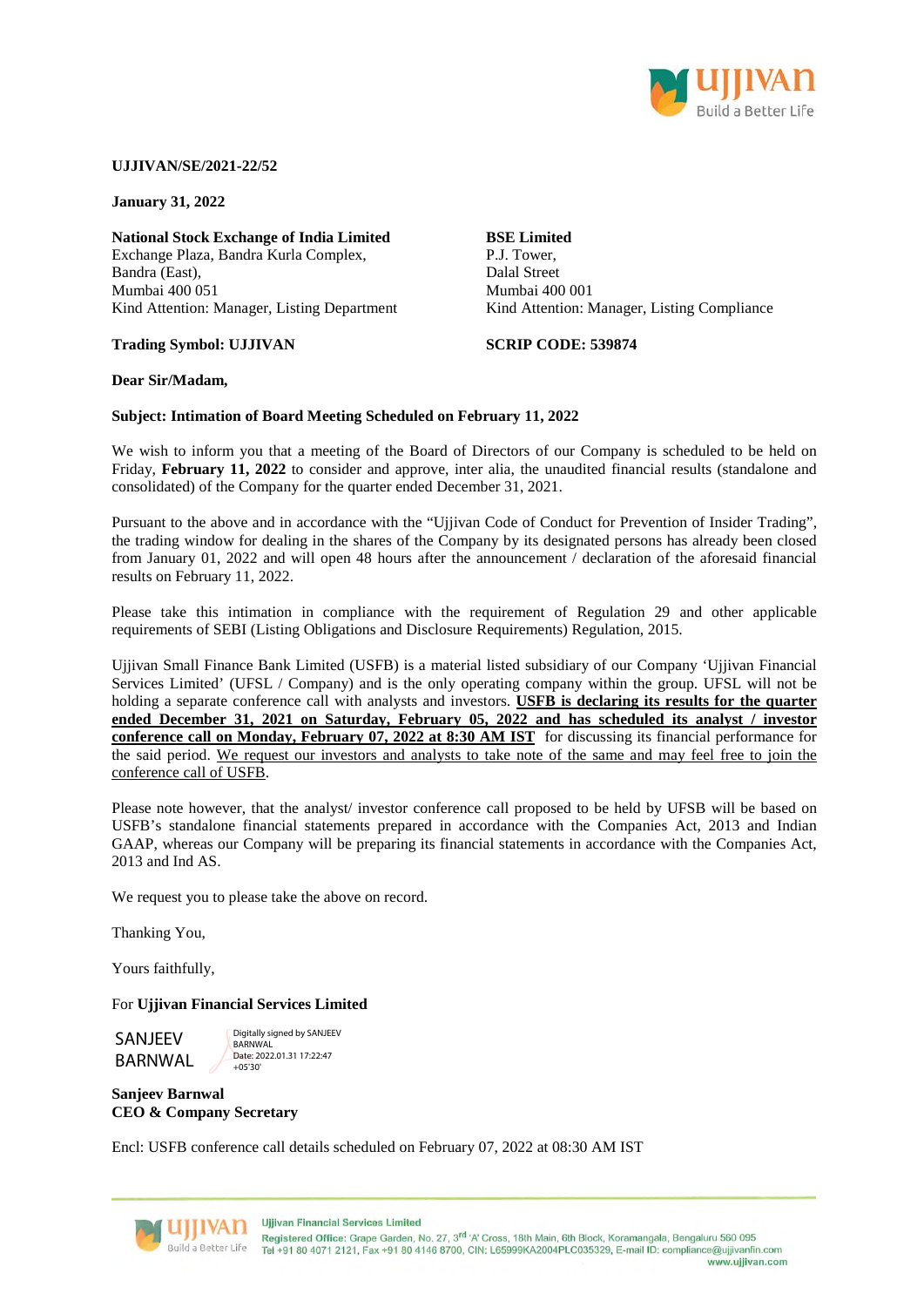**UJJIVAN/SE/2021-22/52**

**January 31, 2022**

**National Stock Exchange of India Limited**
Exchange Plaza, Bandra Kurla Complex,
Bandra (East),
Mumbai 400 051
Kind Attention: Manager, Listing Department

**Trading Symbol: UJJIVAN**

**BSE Limited**
P.J. Tower,
Dalal Street
Mumbai 400 001
Kind Attention: Manager, Listing Compliance

**SCRIP CODE: 539874**

**Dear Sir/Madam,**

**Subject: Intimation of Board Meeting Scheduled on February 11, 2022**

We wish to inform you that a meeting of the Board of Directors of our Company is scheduled to be held on Friday, **February 11, 2022** to consider and approve, inter alia, the unaudited financial results (standalone and consolidated) of the Company for the quarter ended December 31, 2021.

Pursuant to the above and in accordance with the "Ujjivan Code of Conduct for Prevention of Insider Trading", the trading window for dealing in the shares of the Company by its designated persons has already been closed from January 01, 2022 and will open 48 hours after the announcement / declaration of the aforesaid financial results on February 11, 2022.

Please take this intimation in compliance with the requirement of Regulation 29 and other applicable requirements of SEBI (Listing Obligations and Disclosure Requirements) Regulation, 2015.

Ujjivan Small Finance Bank Limited (USFB) is a material listed subsidiary of our Company 'Ujjivan Financial Services Limited' (UFSL / Company) and is the only operating company within the group. UFSL will not be holding a separate conference call with analysts and investors. **USFB is declaring its results for the quarter ended December 31, 2021 on Saturday, February 05, 2022 and has scheduled its analyst / investor conference call on Monday, February 07, 2022 at 8:30 AM IST** for discussing its financial performance for the said period. We request our investors and analysts to take note of the same and may feel free to join the conference call of USFB.

Please note however, that the analyst/ investor conference call proposed to be held by UFSB will be based on USFB's standalone financial statements prepared in accordance with the Companies Act, 2013 and Indian GAAP, whereas our Company will be preparing its financial statements in accordance with the Companies Act, 2013 and Ind AS.

We request you to please take the above on record.

Thanking You,

Yours faithfully,

For **Ujjivan Financial Services Limited**

SANJEEV BARNWAL
Digitally signed by SANJEEV BARNWAL
Date: 2022.01.31 17:22:47 +05'30'

**Sanjeev Barnwal**
**CEO & Company Secretary**

Encl: USFB conference call details scheduled on February 07, 2022 at 08:30 AM IST

Ujjivan Financial Services Limited
Registered Office: Grape Garden, No. 27, 3rd 'A' Cross, 18th Main, 6th Block, Koramangala, Bengaluru 560 095
Tel +91 80 4071 2121, Fax +91 80 4146 8700, CIN: L65999KA2004PLC035329, E-mail ID: compliance@ujjivanfin.com
www.ujjivan.com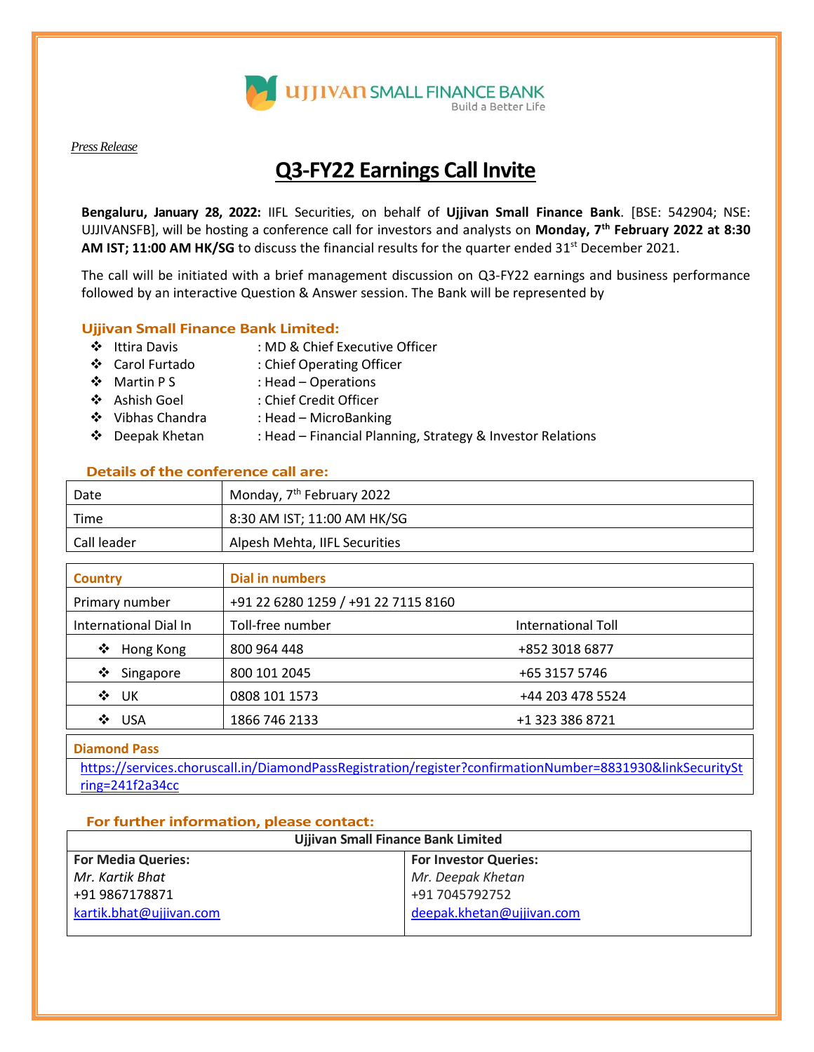UJJIVAN SMALL FINANCE BANK
Build a Better Life

*Press Release*

# Q3-FY22 Earnings Call Invite

**Bengaluru, January 28, 2022:** IIFL Securities, on behalf of **Ujjivan Small Finance Bank**. [BSE: 542904; NSE: UJJIVANSFB], will be hosting a conference call for investors and analysts on **Monday, 7th February 2022 at 8:30 AM IST; 11:00 AM HK/SG** to discuss the financial results for the quarter ended 31st December 2021.

The call will be initiated with a brief management discussion on Q3-FY22 earnings and business performance followed by an interactive Question & Answer session. The Bank will be represented by

### Ujjivan Small Finance Bank Limited:

- Ittira Davis : MD & Chief Executive Officer
- Carol Furtado : Chief Operating Officer
- Martin P S : Head – Operations
- Ashish Goel : Chief Credit Officer
- Vibhas Chandra : Head – MicroBanking
- Deepak Khetan : Head – Financial Planning, Strategy & Investor Relations

### Details of the conference call are:

| | |
|---|---|
| Date | Monday, 7th February 2022 |
| Time | 8:30 AM IST; 11:00 AM HK/SG |
| Call leader | Alpesh Mehta, IIFL Securities |

| Country | Dial in numbers | |
|---|---|---|
| Primary number | +91 22 6280 1259 / +91 22 7115 8160 | |
| International Dial In | Toll-free number | International Toll |
| Hong Kong | 800 964 448 | +852 3018 6877 |
| Singapore | 800 101 2045 | +65 3157 5746 |
| UK | 0808 101 1573 | +44 203 478 5524 |
| USA | 1866 746 2133 | +1 323 386 8721 |

**Diamond Pass**

https://services.choruscall.in/DiamondPassRegistration/register?confirmationNumber=8831930&linkSecurityString=241f2a34cc

### For further information, please contact:

| Ujjivan Small Finance Bank Limited | |
|---|---|
| **For Media Queries:** | **For Investor Queries:** |
| *Mr. Kartik Bhat* | *Mr. Deepak Khetan* |
| +91 9867178871 | +91 7045792752 |
| kartik.bhat@ujjivan.com | deepak.khetan@ujjivan.com |